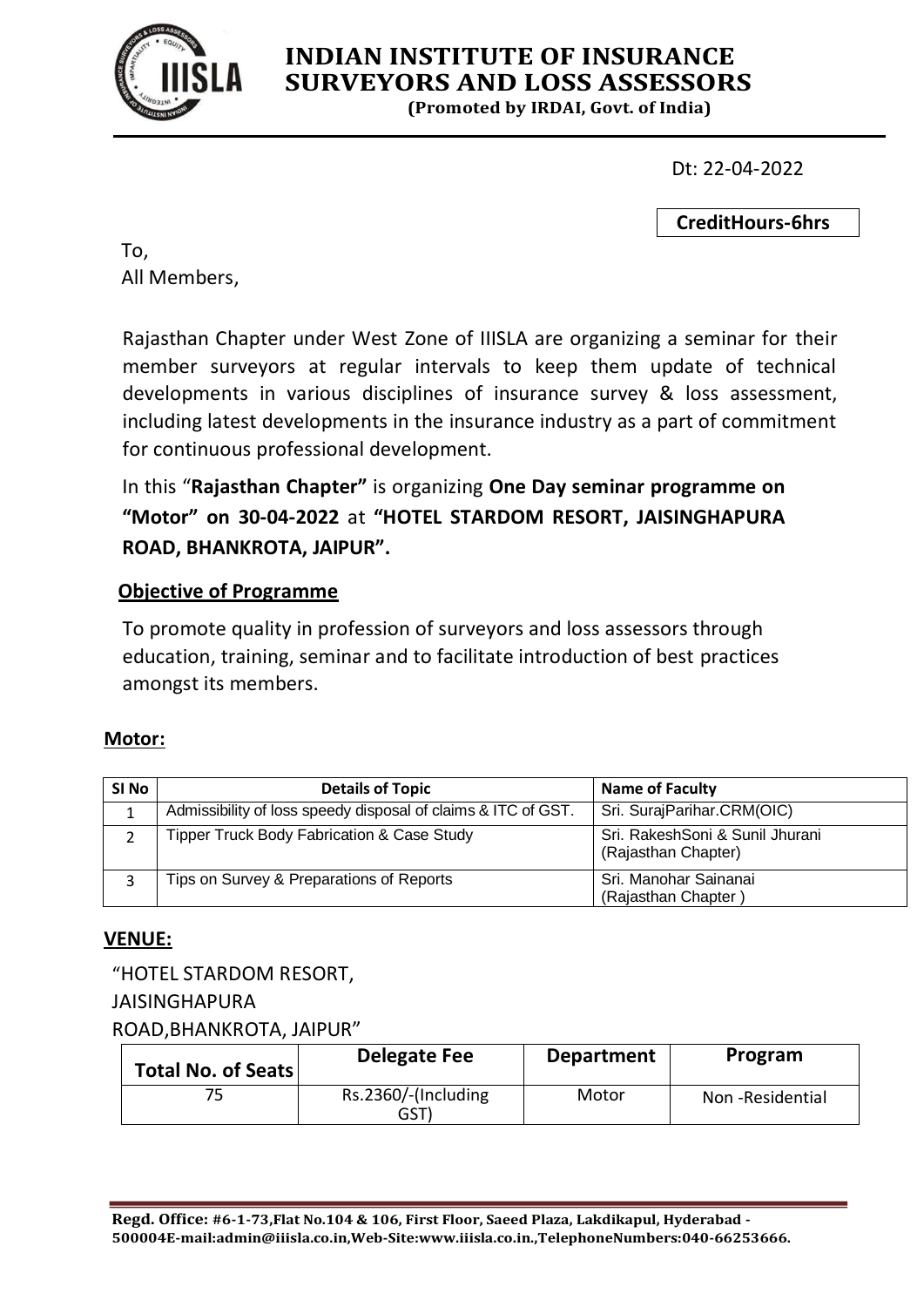# INDIAN INSTITUTE OF INSURANCE SURVEYORS AND LOSS ASSESSORS

**(Promoted by IRDAI, Govt. of India)**

Dt: 22-04-2022

**CreditHours-6hrs**

To,
All Members,

Rajasthan Chapter under West Zone of IIISLA are organizing a seminar for their member surveyors at regular intervals to keep them update of technical developments in various disciplines of insurance survey & loss assessment, including latest developments in the insurance industry as a part of commitment for continuous professional development.

In this "**Rajasthan Chapter"** is organizing **One Day seminar programme on "Motor" on 30-04-2022** at **"HOTEL STARDOM RESORT, JAISINGHAPURA ROAD, BHANKROTA, JAIPUR".**

## Objective of Programme

To promote quality in profession of surveyors and loss assessors through education, training, seminar and to facilitate introduction of best practices amongst its members.

## Motor:

| SI No | Details of Topic | Name of Faculty |
|---|---|---|
| 1 | Admissibility of loss speedy disposal of claims & ITC of GST. | Sri. SurajParihar.CRM(OIC) |
| 2 | Tipper Truck Body Fabrication & Case Study | Sri. RakeshSoni & Sunil Jhurani (Rajasthan Chapter) |
| 3 | Tips on Survey & Preparations of Reports | Sri. Manohar Sainanai (Rajasthan Chapter ) |

## VENUE:

"HOTEL STARDOM RESORT,
JAISINGHAPURA
ROAD,BHANKROTA, JAIPUR"

| Total No. of Seats | Delegate Fee | Department | Program |
|---|---|---|---|
| 75 | Rs.2360/-(Including GST) | Motor | Non -Residential |

**Regd. Office: #6-1-73,Flat No.104 & 106, First Floor, Saeed Plaza, Lakdikapul, Hyderabad - 500004E-mail:admin@iiisla.co.in,Web-Site:www.iiisla.co.in.,TelephoneNumbers:040-66253666.**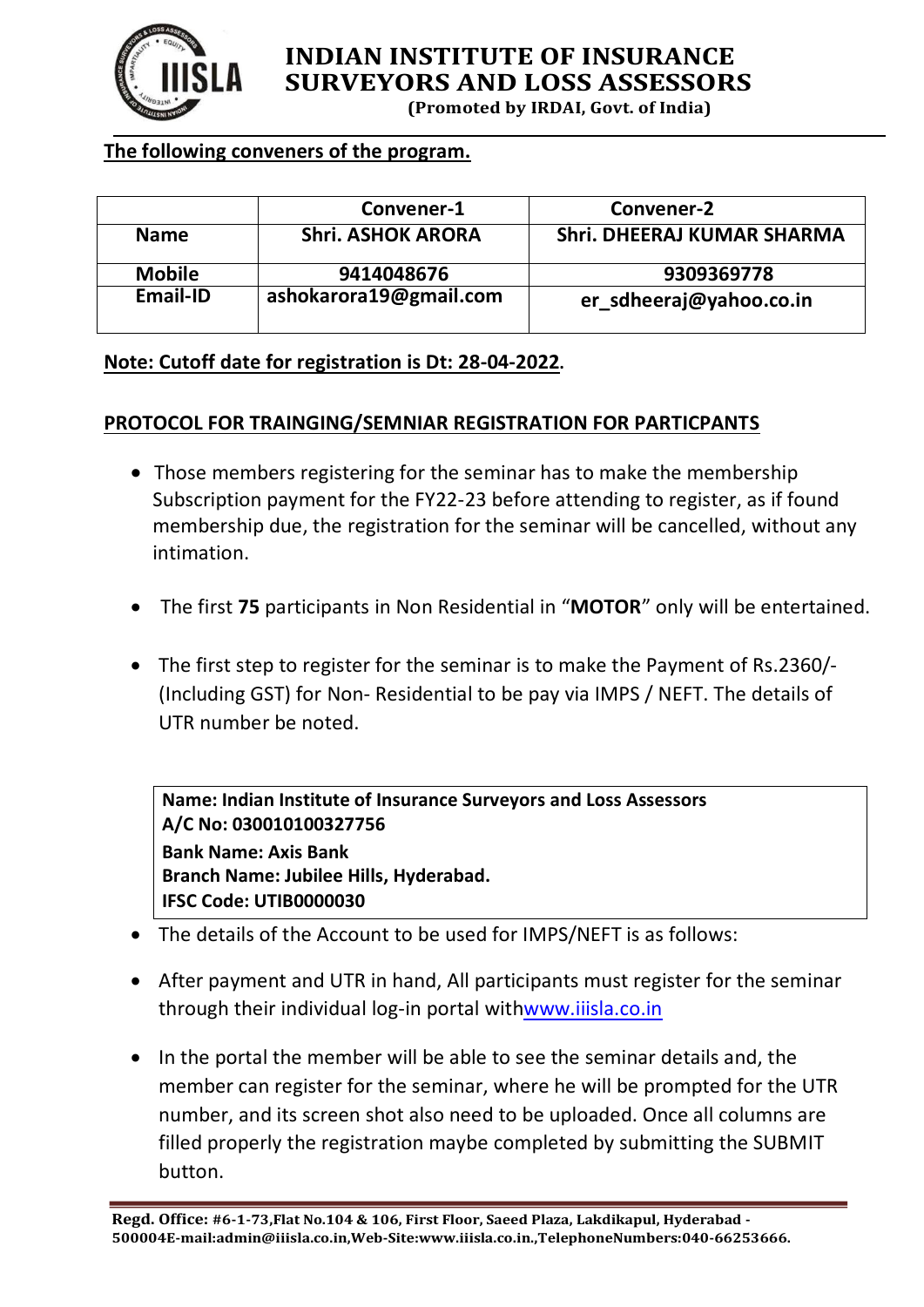# INDIAN INSTITUTE OF INSURANCE SURVEYORS AND LOSS ASSESSORS

**(Promoted by IRDAI, Govt. of India)**

**The following conveners of the program.**

| | Convener-1 | Convener-2 |
|---|---|---|
| **Name** | **Shri. ASHOK ARORA** | **Shri. DHEERAJ KUMAR SHARMA** |
| **Mobile** | **9414048676** | **9309369778** |
| **Email-ID** | **ashokarora19@gmail.com** | **er_sdheeraj@yahoo.co.in** |

**Note: Cutoff date for registration is Dt: 28-04-2022.**

**PROTOCOL FOR TRAINGING/SEMNIAR REGISTRATION FOR PARTICPANTS**

- Those members registering for the seminar has to make the membership Subscription payment for the FY22-23 before attending to register, as if found membership due, the registration for the seminar will be cancelled, without any intimation.
- The first **75** participants in Non Residential in "**MOTOR**" only will be entertained.
- The first step to register for the seminar is to make the Payment of Rs.2360/- (Including GST) for Non- Residential to be pay via IMPS / NEFT. The details of UTR number be noted.

> **Name: Indian Institute of Insurance Surveyors and Loss Assessors**
> **A/C No: 030010100327756**
> **Bank Name: Axis Bank**
> **Branch Name: Jubilee Hills, Hyderabad.**
> **IFSC Code: UTIB0000030**

- The details of the Account to be used for IMPS/NEFT is as follows:
- After payment and UTR in hand, All participants must register for the seminar through their individual log-in portal withwww.iiisla.co.in
- In the portal the member will be able to see the seminar details and, the member can register for the seminar, where he will be prompted for the UTR number, and its screen shot also need to be uploaded. Once all columns are filled properly the registration maybe completed by submitting the SUBMIT button.

**Regd. Office: #6-1-73,Flat No.104 & 106, First Floor, Saeed Plaza, Lakdikapul, Hyderabad - 500004E-mail:admin@iiisla.co.in,Web-Site:www.iiisla.co.in.,TelephoneNumbers:040-66253666.**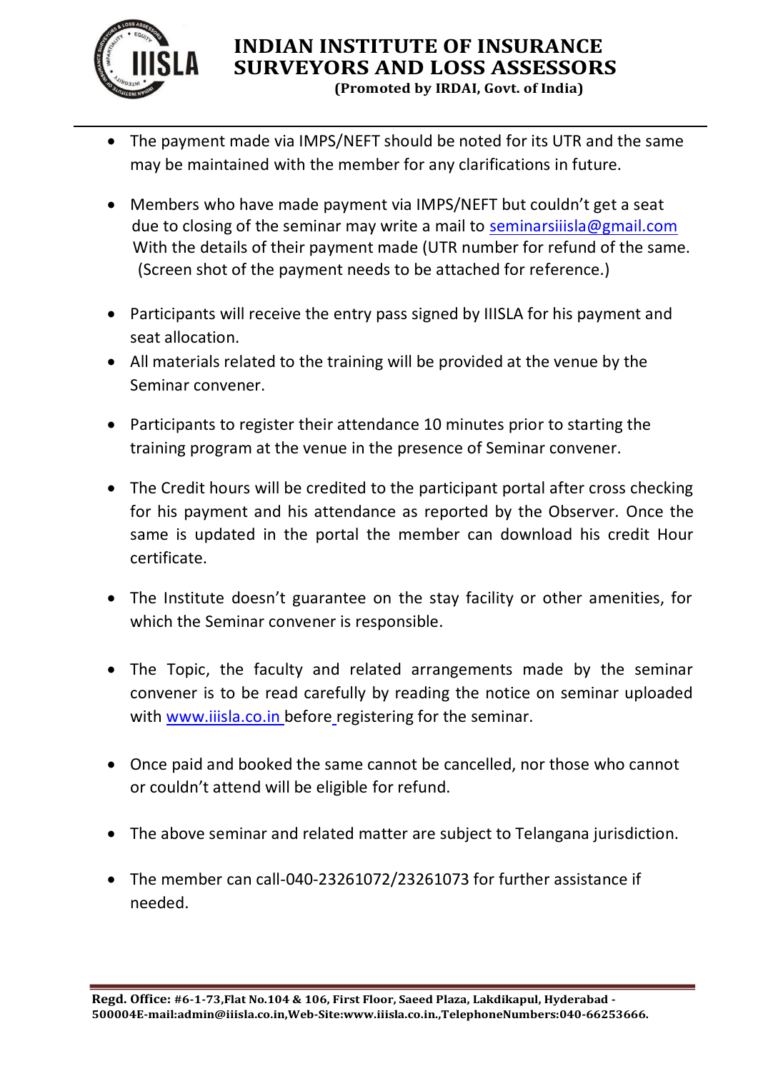- The payment made via IMPS/NEFT should be noted for its UTR and the same may be maintained with the member for any clarifications in future.

- Members who have made payment via IMPS/NEFT but couldn't get a seat due to closing of the seminar may write a mail to seminarsiiisla@gmail.com With the details of their payment made (UTR number for refund of the same. (Screen shot of the payment needs to be attached for reference.)

- Participants will receive the entry pass signed by IIISLA for his payment and seat allocation.
- All materials related to the training will be provided at the venue by the Seminar convener.

- Participants to register their attendance 10 minutes prior to starting the training program at the venue in the presence of Seminar convener.

- The Credit hours will be credited to the participant portal after cross checking for his payment and his attendance as reported by the Observer. Once the same is updated in the portal the member can download his credit Hour certificate.

- The Institute doesn't guarantee on the stay facility or other amenities, for which the Seminar convener is responsible.

- The Topic, the faculty and related arrangements made by the seminar convener is to be read carefully by reading the notice on seminar uploaded with www.iiisla.co.in before registering for the seminar.

- Once paid and booked the same cannot be cancelled, nor those who cannot or couldn't attend will be eligible for refund.

- The above seminar and related matter are subject to Telangana jurisdiction.

- The member can call-040-23261072/23261073 for further assistance if needed.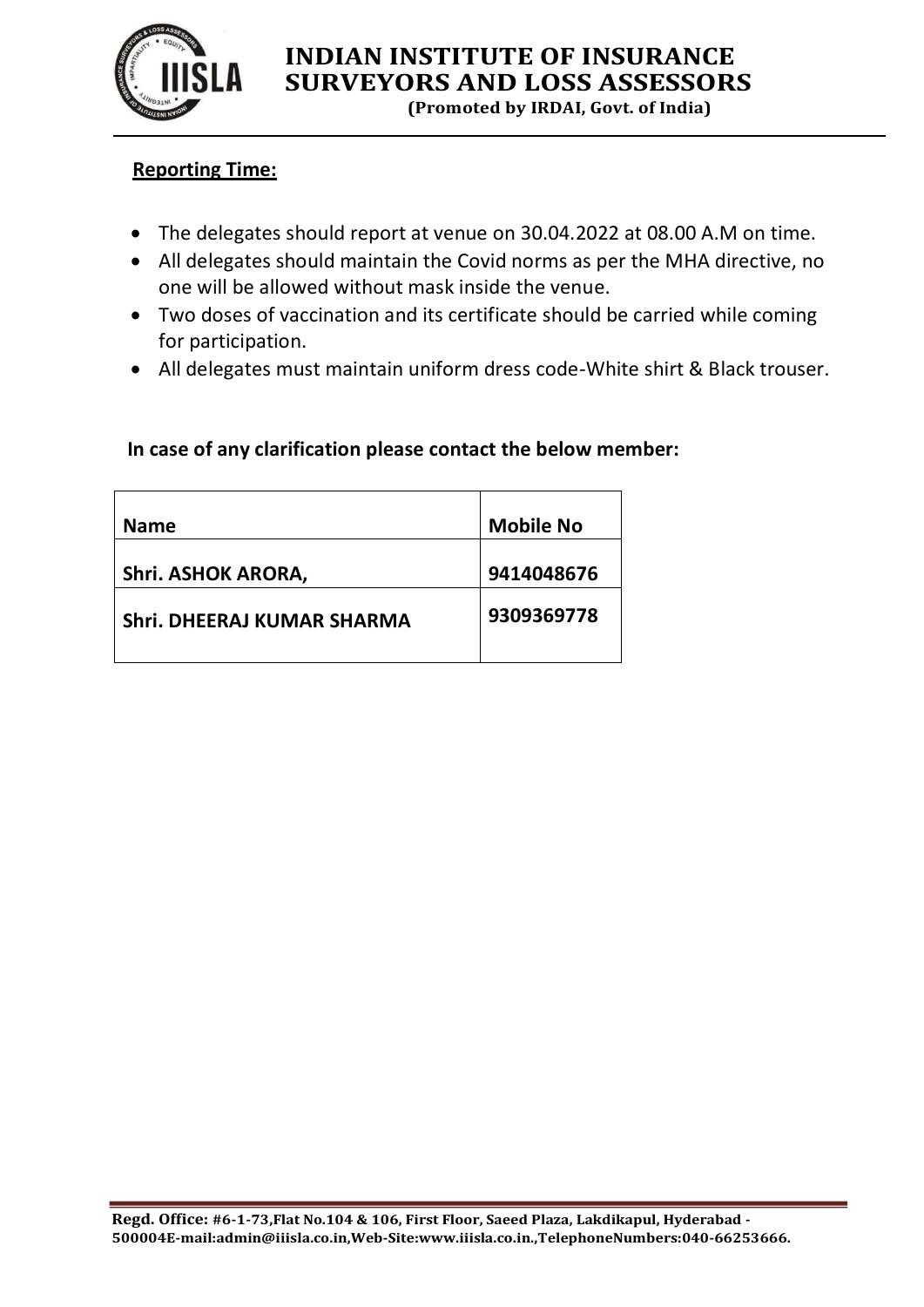**Reporting Time:**

- The delegates should report at venue on 30.04.2022 at 08.00 A.M on time.
- All delegates should maintain the Covid norms as per the MHA directive, no one will be allowed without mask inside the venue.
- Two doses of vaccination and its certificate should be carried while coming for participation.
- All delegates must maintain uniform dress code-White shirt & Black trouser.

**In case of any clarification please contact the below member:**

| Name | Mobile No |
|---|---|
| **Shri. ASHOK ARORA,** | **9414048676** |
| **Shri. DHEERAJ KUMAR SHARMA** | **9309369778** |